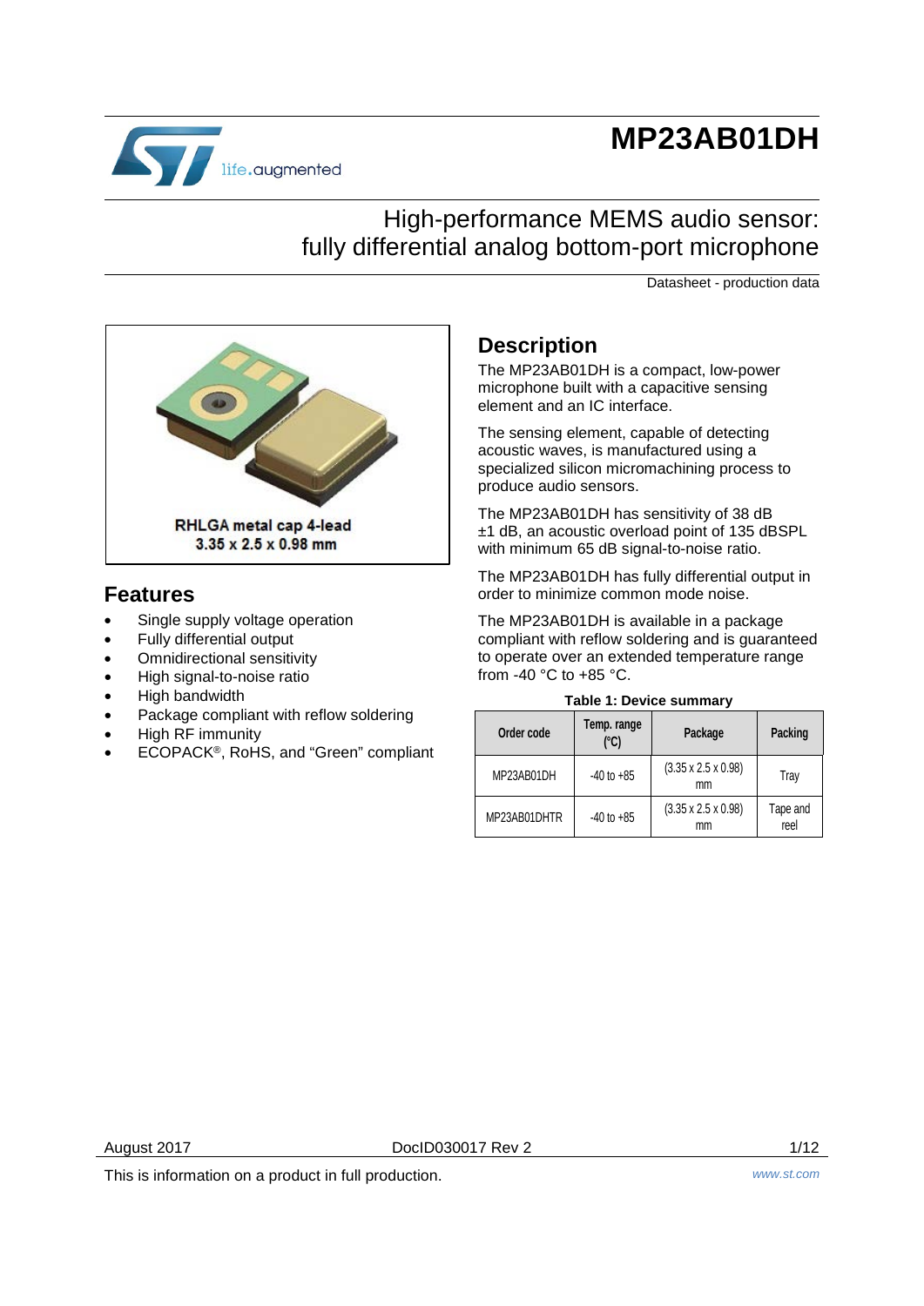# MP23AB01DH

## High-performance MEMS audio sensor: fully differential analog bottom-port microphone

Datasheet - production data

RHLGA metal cap 4-lead
3.35 x 2.5 x 0.98 mm

## Features

- Single supply voltage operation
- Fully differential output
- Omnidirectional sensitivity
- High signal-to-noise ratio
- High bandwidth
- Package compliant with reflow soldering
- High RF immunity
- ECOPACK®, RoHS, and "Green" compliant

## Description

The MP23AB01DH is a compact, low-power microphone built with a capacitive sensing element and an IC interface.

The sensing element, capable of detecting acoustic waves, is manufactured using a specialized silicon micromachining process to produce audio sensors.

The MP23AB01DH has sensitivity of 38 dB ±1 dB, an acoustic overload point of 135 dBSPL with minimum 65 dB signal-to-noise ratio.

The MP23AB01DH has fully differential output in order to minimize common mode noise.

The MP23AB01DH is available in a package compliant with reflow soldering and is guaranteed to operate over an extended temperature range from -40 °C to +85 °C.

**Table 1: Device summary**

| Order code | Temp. range (°C) | Package | Packing |
|---|---|---|---|
| MP23AB01DH | -40 to +85 | (3.35 x 2.5 x 0.98) mm | Tray |
| MP23AB01DHTR | -40 to +85 | (3.35 x 2.5 x 0.98) mm | Tape and reel |

August 2017 DocID030017 Rev 2

This is information on a product in full production.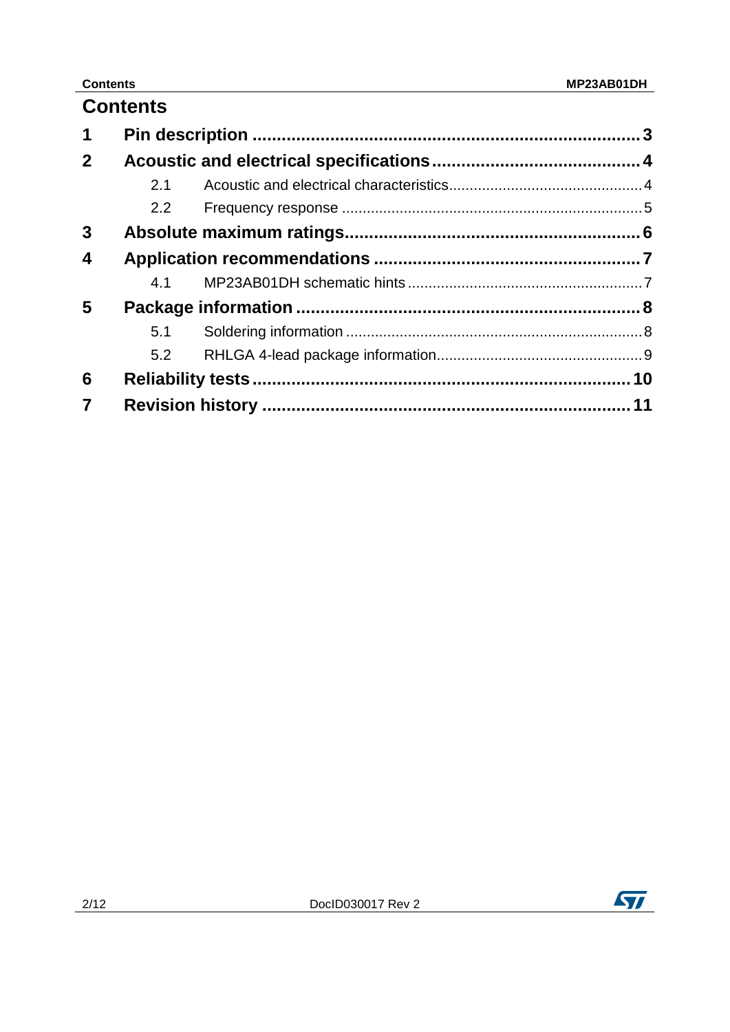# Contents

1 Pin description .................................................................... 3

2 Acoustic and electrical specifications .......................................... 4

  2.1 Acoustic and electrical characteristics .................................. 4

  2.2 Frequency response ............................................................ 5

3 Absolute maximum ratings .......................................................... 6

4 Application recommendations ..................................................... 7

  4.1 MP23AB01DH schematic hints ................................................ 7

5 Package information ................................................................. 8

  5.1 Soldering information ........................................................... 8

  5.2 RHLGA 4-lead package information ........................................ 9

6 Reliability tests ........................................................................ 10

7 Revision history ........................................................................ 11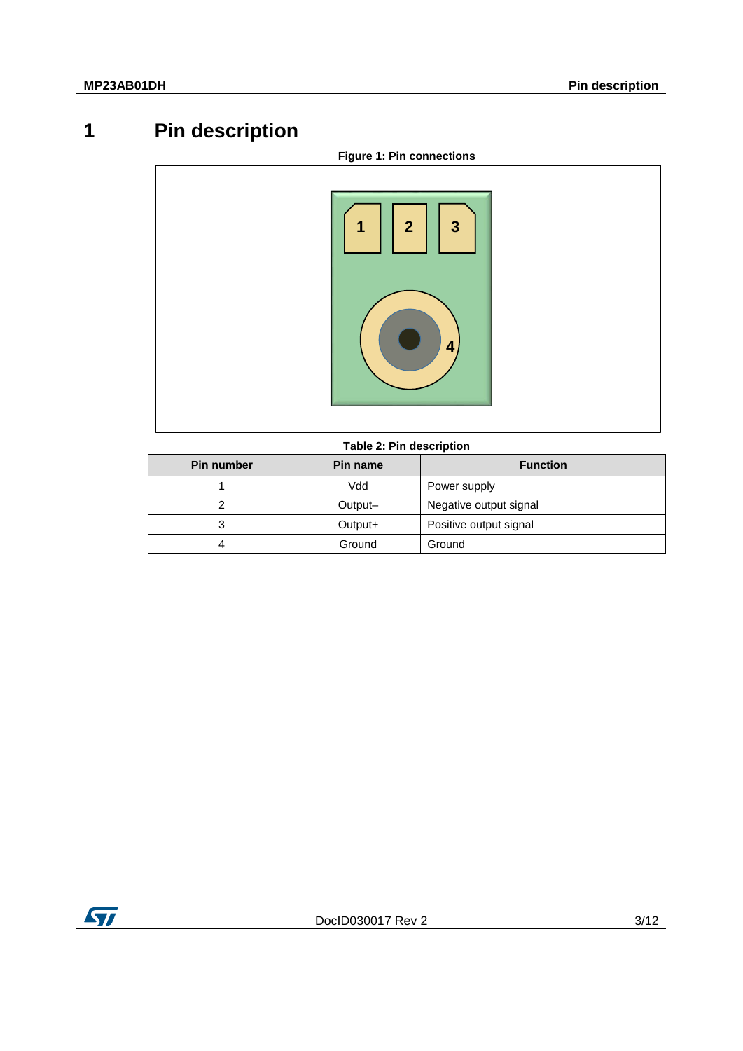# 1 Pin description

Figure 1: Pin connections

Table 2: Pin description

| Pin number | Pin name | Function |
| --- | --- | --- |
| 1 | Vdd | Power supply |
| 2 | Output– | Negative output signal |
| 3 | Output+ | Positive output signal |
| 4 | Ground | Ground |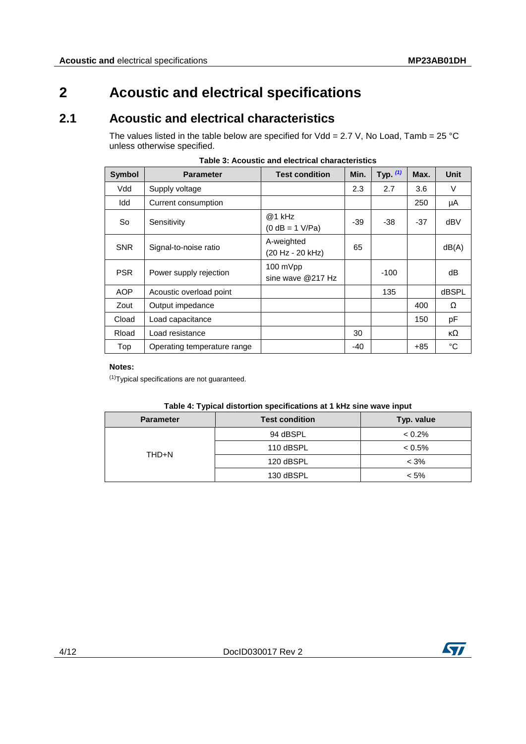# 2 Acoustic and electrical specifications

## 2.1 Acoustic and electrical characteristics

The values listed in the table below are specified for Vdd = 2.7 V, No Load, Tamb = 25 °C unless otherwise specified.

**Table 3: Acoustic and electrical characteristics**

| Symbol | Parameter | Test condition | Min. | Typ. [(1)] | Max. | Unit |
|---|---|---|---|---|---|---|
| Vdd | Supply voltage | | 2.3 | 2.7 | 3.6 | V |
| Idd | Current consumption | | | | 250 | µA |
| So | Sensitivity | @1 kHz (0 dB = 1 V/Pa) | -39 | -38 | -37 | dBV |
| SNR | Signal-to-noise ratio | A-weighted (20 Hz - 20 kHz) | 65 | | | dB(A) |
| PSR | Power supply rejection | 100 mVpp sine wave @217 Hz | | -100 | | dB |
| AOP | Acoustic overload point | | | 135 | | dBSPL |
| Zout | Output impedance | | | | 400 | Ω |
| Cload | Load capacitance | | | | 150 | pF |
| Rload | Load resistance | | 30 | | | kΩ |
| Top | Operating temperature range | | -40 | | +85 | °C |

**Notes:**

(1)Typical specifications are not guaranteed.

**Table 4: Typical distortion specifications at 1 kHz sine wave input**

| Parameter | Test condition | Typ. value |
|---|---|---|
| THD+N | 94 dBSPL | < 0.2% |
| | 110 dBSPL | < 0.5% |
| | 120 dBSPL | < 3% |
| | 130 dBSPL | < 5% |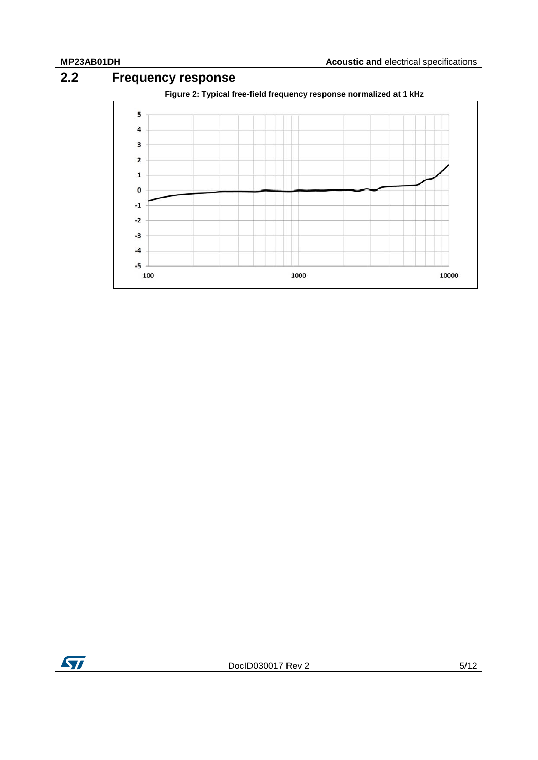## 2.2 Frequency response

**Figure 2: Typical free-field frequency response normalized at 1 kHz**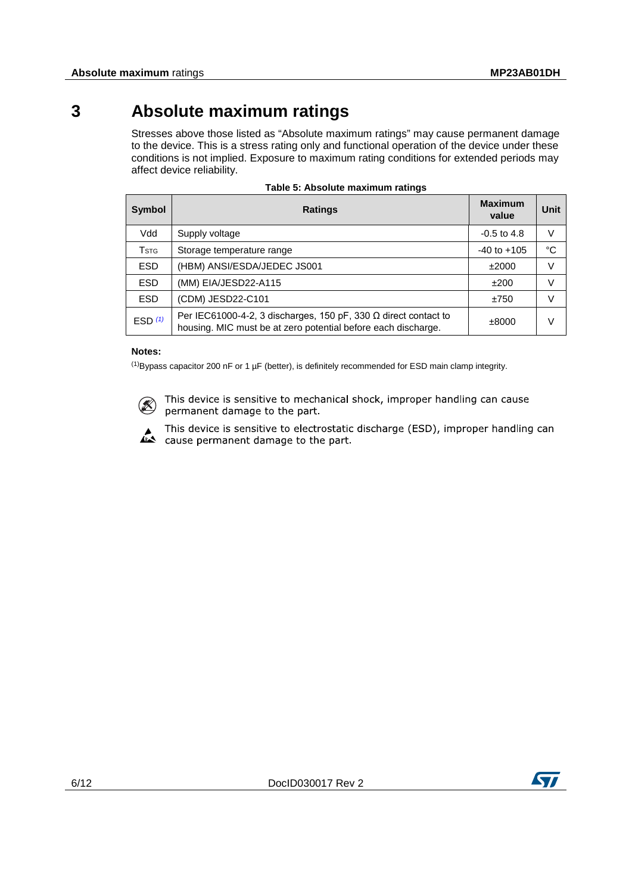# 3 Absolute maximum ratings

Stresses above those listed as “Absolute maximum ratings” may cause permanent damage to the device. This is a stress rating only and functional operation of the device under these conditions is not implied. Exposure to maximum rating conditions for extended periods may affect device reliability.

**Table 5: Absolute maximum ratings**

| Symbol | Ratings | Maximum value | Unit |
|---|---|---|---|
| Vdd | Supply voltage | -0.5 to 4.8 | V |
| $T_{STG}$ | Storage temperature range | -40 to +105 | °C |
| ESD | (HBM) ANSI/ESDA/JEDEC JS001 | ±2000 | V |
| ESD | (MM) EIA/JESD22-A115 | ±200 | V |
| ESD | (CDM) JESD22-C101 | ±750 | V |
| ESD [(1)] | Per IEC61000-4-2, 3 discharges, 150 pF, 330 Ω direct contact to housing. MIC must be at zero potential before each discharge. | ±8000 | V |

**Notes:**

[(1)] Bypass capacitor 200 nF or 1 µF (better), is definitely recommended for ESD main clamp integrity.

This device is sensitive to mechanical shock, improper handling can cause permanent damage to the part.

This device is sensitive to electrostatic discharge (ESD), improper handling can cause permanent damage to the part.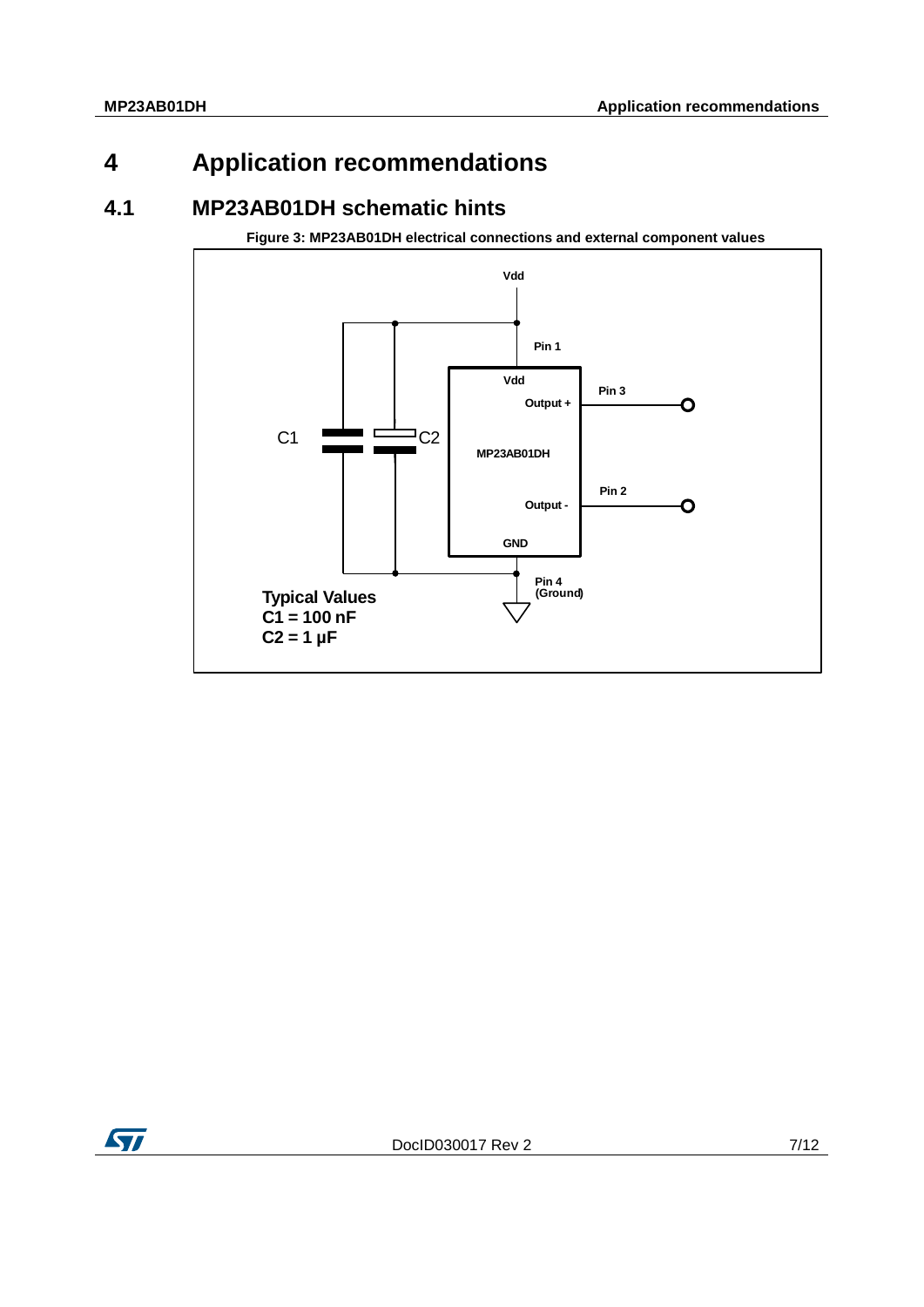# 4 Application recommendations

## 4.1 MP23AB01DH schematic hints

**Figure 3: MP23AB01DH electrical connections and external component values**

Vdd

Pin 1

Vdd

Output +

Pin 3

C1

C2

MP23AB01DH

Pin 2

Output -

GND

Pin 4 (Ground)

**Typical Values**
**C1 = 100 nF**
**C2 = 1 µF**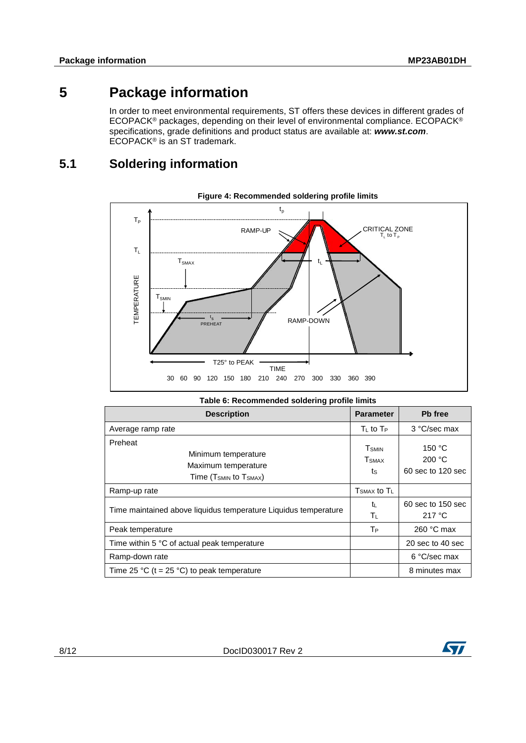# 5 Package information

In order to meet environmental requirements, ST offers these devices in different grades of ECOPACK® packages, depending on their level of environmental compliance. ECOPACK® specifications, grade definitions and product status are available at: ***www.st.com***. ECOPACK® is an ST trademark.

## 5.1 Soldering information

**Figure 4: Recommended soldering profile limits**

**Table 6: Recommended soldering profile limits**

| Description | Parameter | Pb free |
|---|---|---|
| Average ramp rate | $T_L$ to $T_P$ | 3 °C/sec max |
| Preheat<br>Minimum temperature<br>Maximum temperature<br>Time ($T_{SMIN}$ to $T_{SMAX}$) | $T_{SMIN}$<br>$T_{SMAX}$<br>$t_S$ | 150 °C<br>200 °C<br>60 sec to 120 sec |
| Ramp-up rate | $T_{SMAX}$ to $T_L$ | |
| Time maintained above liquidus temperature Liquidus temperature | $t_L$<br>$T_L$ | 60 sec to 150 sec<br>217 °C |
| Peak temperature | $T_P$ | 260 °C max |
| Time within 5 °C of actual peak temperature | | 20 sec to 40 sec |
| Ramp-down rate | | 6 °C/sec max |
| Time 25 °C (t = 25 °C) to peak temperature | | 8 minutes max |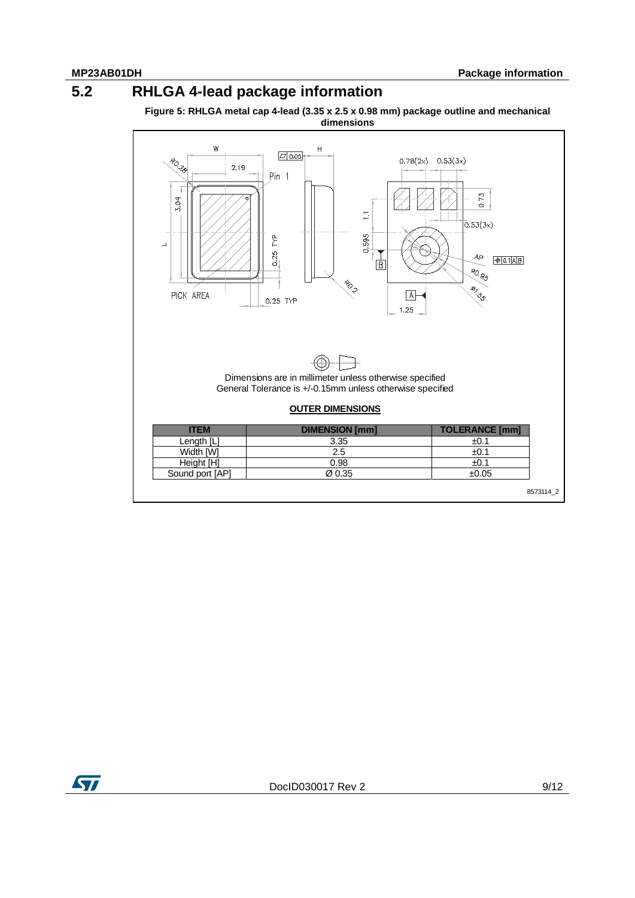## 5.2 RHLGA 4-lead package information

**Figure 5: RHLGA metal cap 4-lead (3.35 x 2.5 x 0.98 mm) package outline and mechanical dimensions**

Dimensions are in millimeter unless otherwise specified
General Tolerance is +/-0.15mm unless otherwise specified

**OUTER DIMENSIONS**

| ITEM | DIMENSION [mm] | TOLERANCE [mm] |
|---|---|---|
| Length [L] | 3.35 | ±0.1 |
| Width [W] | 2.5 | ±0.1 |
| Height [H] | 0.98 | ±0.1 |
| Sound port [AP] | Ø 0.35 | ±0.05 |

8573114_2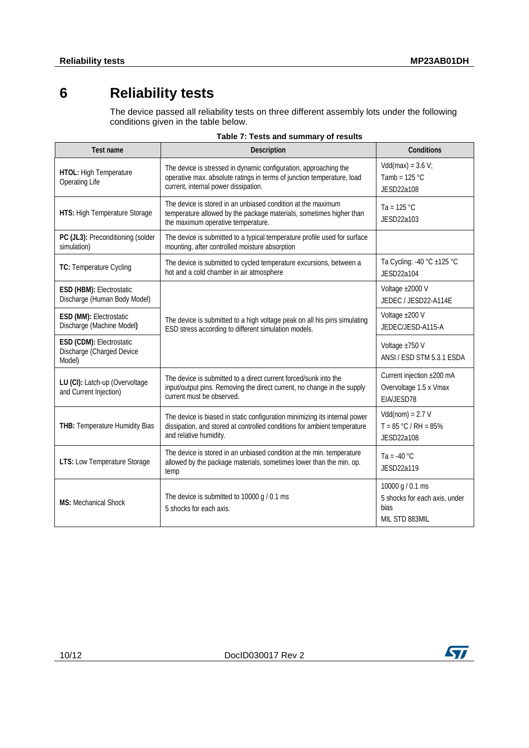# 6 Reliability tests

The device passed all reliability tests on three different assembly lots under the following conditions given in the table below.

**Table 7: Tests and summary of results**

| Test name | Description | Conditions |
|---|---|---|
| **HTOL:** High Temperature Operating Life | The device is stressed in dynamic configuration, approaching the operative max. absolute ratings in terms of junction temperature, load current, internal power dissipation. | Vdd(max) = 3.6 V; Tamb = 125 °C JESD22a108 |
| **HTS:** High Temperature Storage | The device is stored in an unbiased condition at the maximum temperature allowed by the package materials, sometimes higher than the maximum operative temperature. | Ta = 125 °C JESD22a103 |
| **PC (JL3):** Preconditioning (solder simulation) | The device is submitted to a typical temperature profile used for surface mounting, after controlled moisture absorption | |
| **TC:** Temperature Cycling | The device is submitted to cycled temperature excursions, between a hot and a cold chamber in air atmosphere | Ta Cycling: -40 °C ±125 °C JESD22a104 |
| **ESD (HBM):** Electrostatic Discharge (Human Body Model) | The device is submitted to a high voltage peak on all his pins simulating ESD stress according to different simulation models. | Voltage ±2000 V JEDEC / JESD22-A114E |
| **ESD (MM):** Electrostatic Discharge (Machine Model) | | Voltage ±200 V JEDEC/JESD-A115-A |
| **ESD (CDM):** Electrostatic Discharge (Charged Device Model) | | Voltage ±750 V ANSI / ESD STM 5.3.1 ESDA |
| **LU (CI):** Latch-up (Overvoltage and Current Injection) | The device is submitted to a direct current forced/sunk into the input/output pins. Removing the direct current, no change in the supply current must be observed. | Current injection ±200 mA Overvoltage 1.5 x Vmax EIA/JESD78 |
| **THB:** Temperature Humidity Bias | The device is biased in static configuration minimizing its internal power dissipation, and stored at controlled conditions for ambient temperature and relative humidity. | Vdd(nom) = 2.7 V T = 85 °C / RH = 85% JESD22a108 |
| **LTS:** Low Temperature Storage | The device is stored in an unbiased condition at the min. temperature allowed by the package materials, sometimes lower than the min. op. temp | Ta = -40 °C JESD22a119 |
| **MS:** Mechanical Shock | The device is submitted to 10000 g / 0.1 ms 5 shocks for each axis. | 10000 g / 0.1 ms 5 shocks for each axis, under bias MIL STD 883MIL |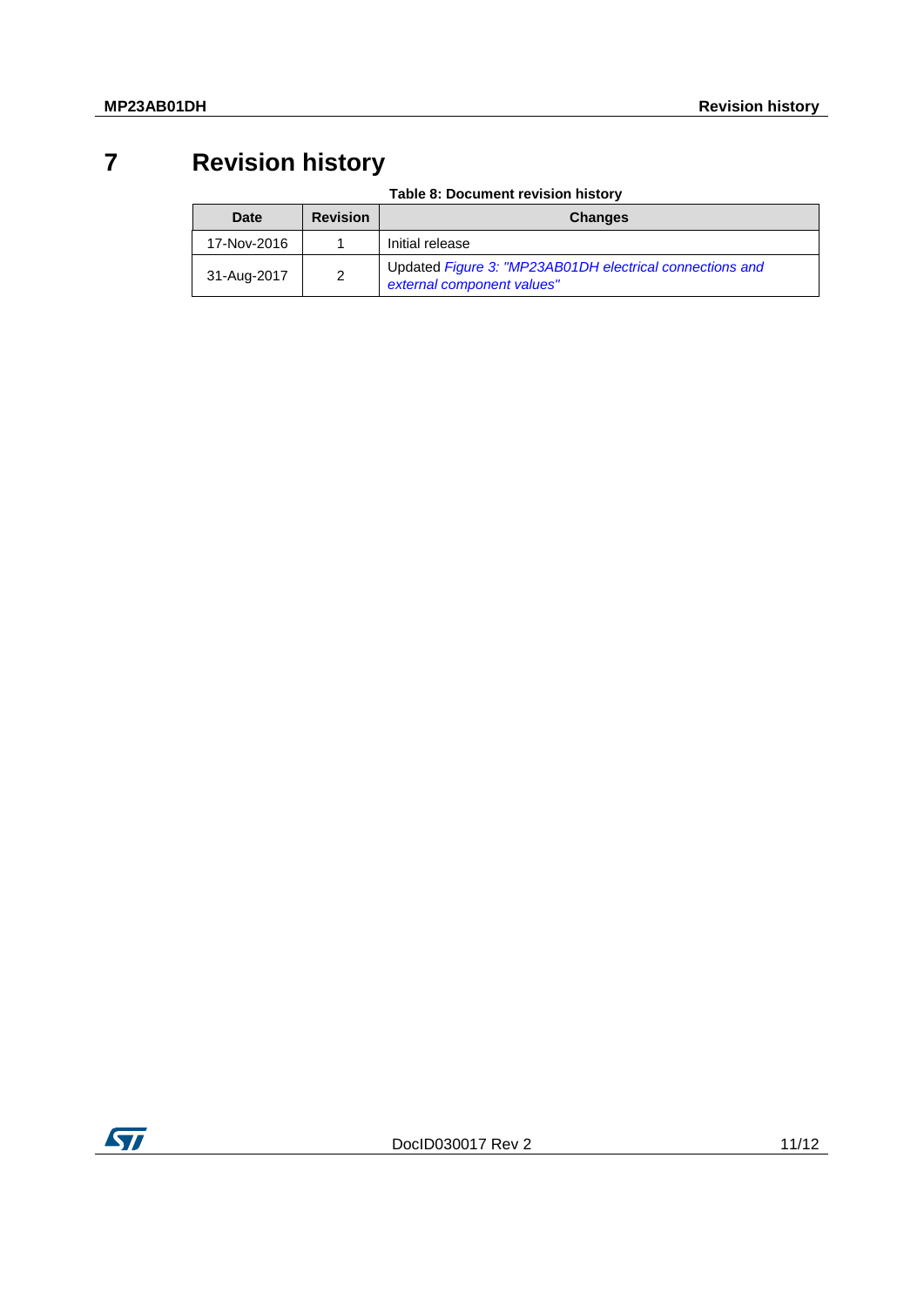# 7 Revision history

Table 8: Document revision history

| Date | Revision | Changes |
|---|---|---|
| 17-Nov-2016 | 1 | Initial release |
| 31-Aug-2017 | 2 | Updated *Figure 3: "MP23AB01DH electrical connections and external component values"* |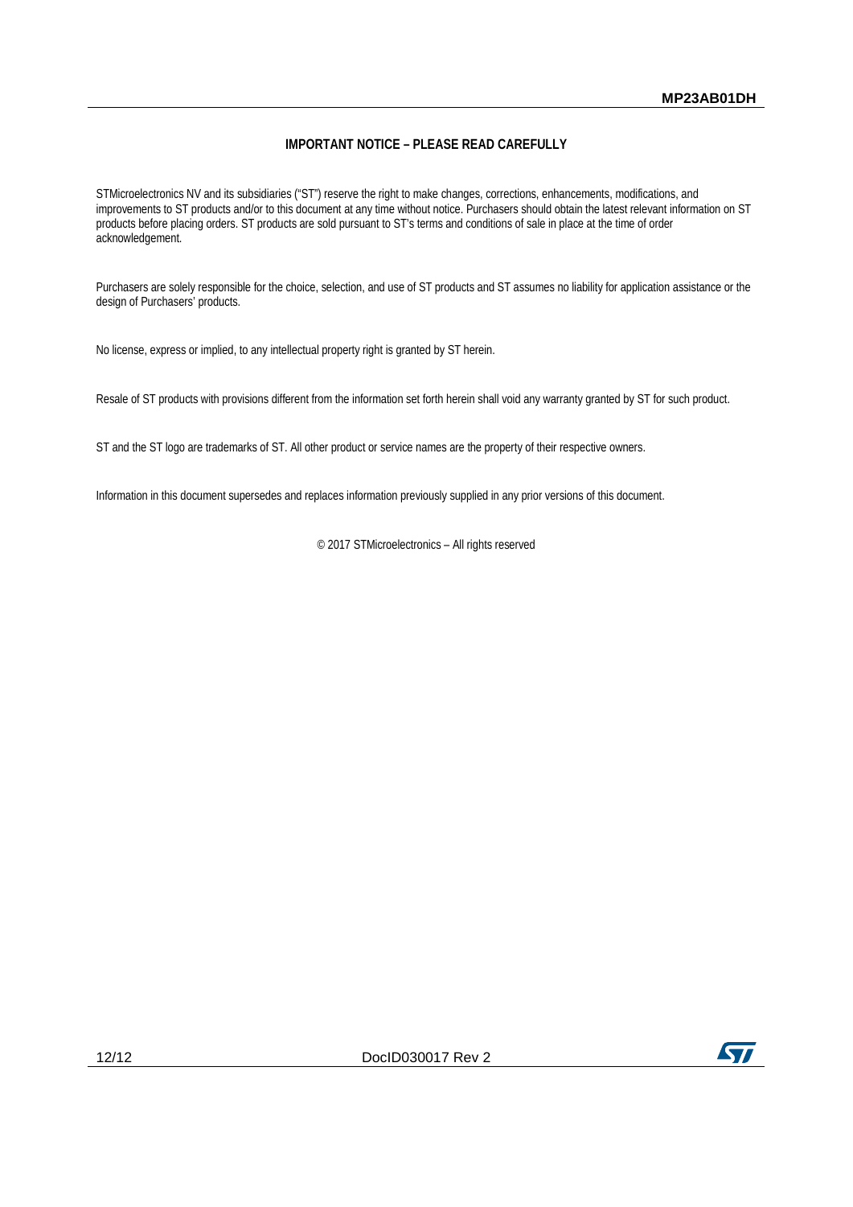**IMPORTANT NOTICE – PLEASE READ CAREFULLY**

STMicroelectronics NV and its subsidiaries ("ST") reserve the right to make changes, corrections, enhancements, modifications, and improvements to ST products and/or to this document at any time without notice. Purchasers should obtain the latest relevant information on ST products before placing orders. ST products are sold pursuant to ST's terms and conditions of sale in place at the time of order acknowledgement.

Purchasers are solely responsible for the choice, selection, and use of ST products and ST assumes no liability for application assistance or the design of Purchasers' products.

No license, express or implied, to any intellectual property right is granted by ST herein.

Resale of ST products with provisions different from the information set forth herein shall void any warranty granted by ST for such product.

ST and the ST logo are trademarks of ST. All other product or service names are the property of their respective owners.

Information in this document supersedes and replaces information previously supplied in any prior versions of this document.

© 2017 STMicroelectronics – All rights reserved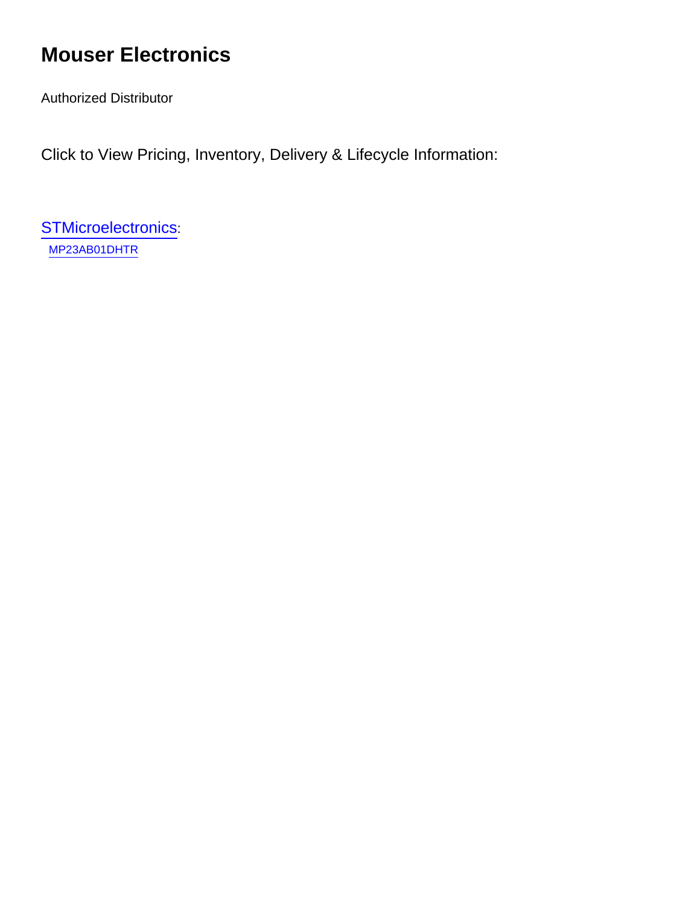# Mouser Electronics

Authorized Distributor

Click to View Pricing, Inventory, Delivery & Lifecycle Information:

STMicroelectronics:

MP23AB01DHTR